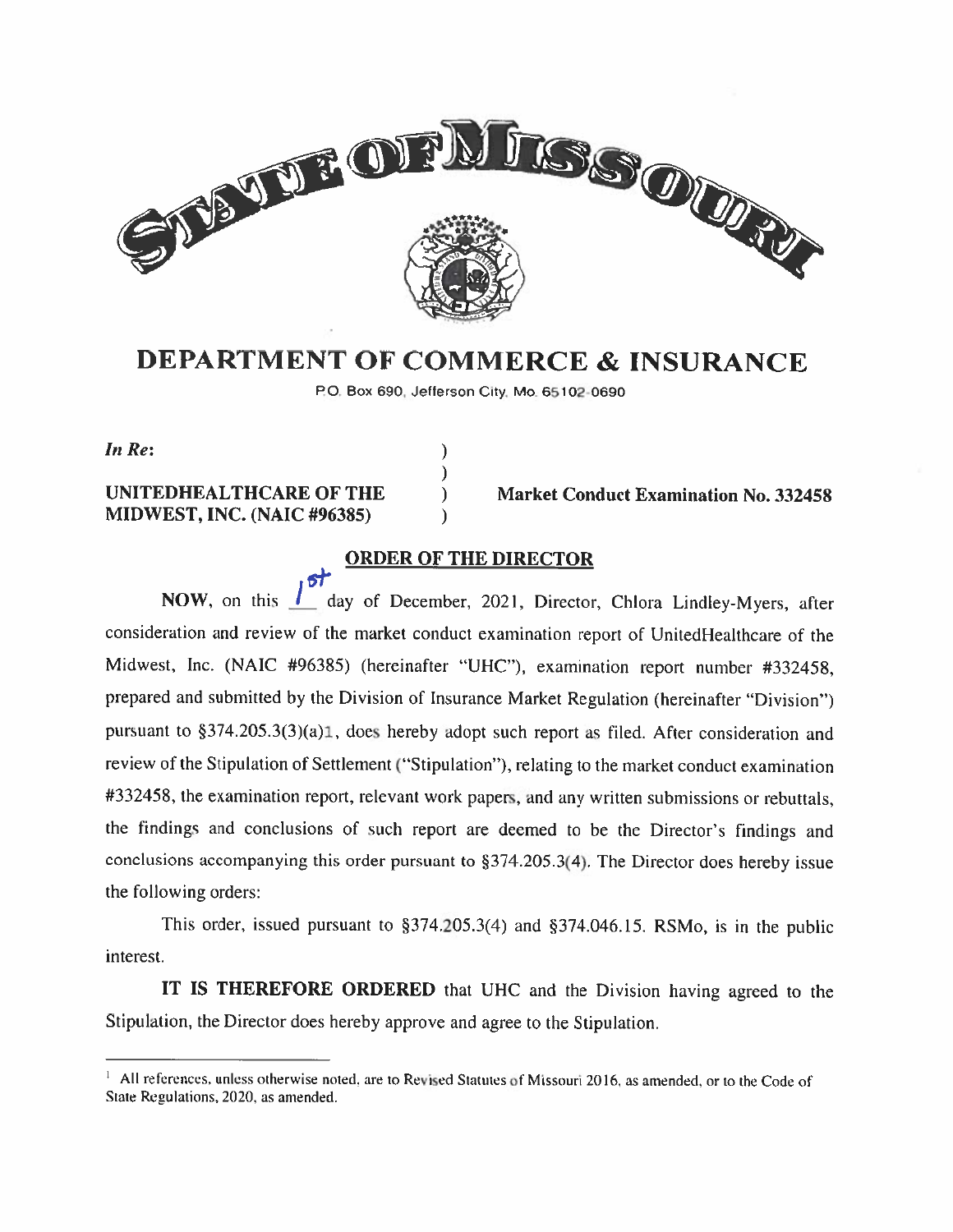# DEPARTMENT OF COMMERCE & INSURANCE

P.O. Box 690, Jefferson City, Mo. 65102-0690

*In Re*:

**UNITEDHEALTHCARE OF THE MIDWEST, INC. (NAIC #96385)**

**Market Conduct Examination No. 332458**

## ORDER OF THE DIRECTOR

**NOW**, on this 1st day of December, 2021, Director, Chlora Lindley-Myers, after consideration and review of the market conduct examination report of UnitedHealthcare of the Midwest, Inc. (NAIC #96385) (hereinafter "UHC"), examination report number #332458, prepared and submitted by the Division of Insurance Market Regulation (hereinafter "Division") pursuant to §374.205.3(3)(a)[1], does hereby adopt such report as filed. After consideration and review of the Stipulation of Settlement ("Stipulation"), relating to the market conduct examination #332458, the examination report, relevant work papers, and any written submissions or rebuttals, the findings and conclusions of such report are deemed to be the Director's findings and conclusions accompanying this order pursuant to §374.205.3(4). The Director does hereby issue the following orders:

This order, issued pursuant to §374.205.3(4) and §374.046.15. RSMo, is in the public interest.

**IT IS THEREFORE ORDERED** that UHC and the Division having agreed to the Stipulation, the Director does hereby approve and agree to the Stipulation.

---

[1] All references, unless otherwise noted, are to Revised Statutes of Missouri 2016, as amended, or to the Code of State Regulations, 2020, as amended.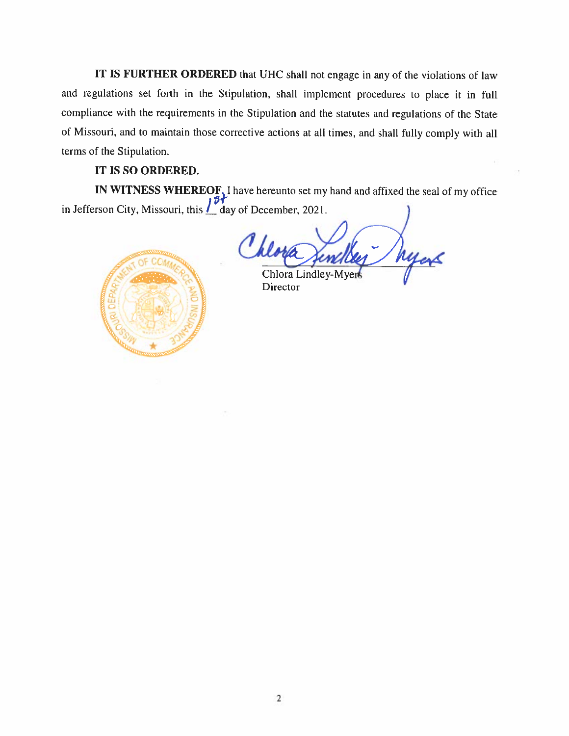**IT IS FURTHER ORDERED** that UHC shall not engage in any of the violations of law and regulations set forth in the Stipulation, shall implement procedures to place it in full compliance with the requirements in the Stipulation and the statutes and regulations of the State of Missouri, and to maintain those corrective actions at all times, and shall fully comply with all terms of the Stipulation.

**IT IS SO ORDERED.**

**IN WITNESS WHEREOF**, I have hereunto set my hand and affixed the seal of my office in Jefferson City, Missouri, this 1st day of December, 2021.

Chlora Lindley-Myers
Director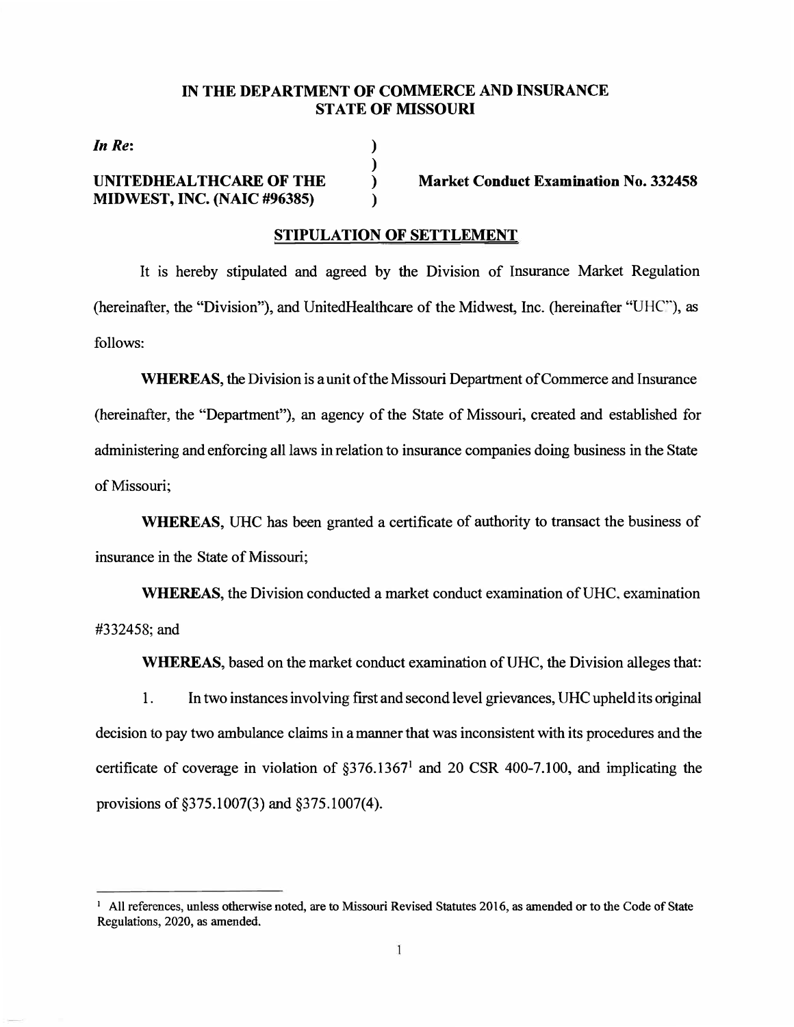**IN THE DEPARTMENT OF COMMERCE AND INSURANCE**
**STATE OF MISSOURI**

| | | |
|---|---|---|
| ***In Re*:** | ) | |
| | ) | |
| **UNITEDHEALTHCARE OF THE MIDWEST, INC. (NAIC #96385)** | ) | **Market Conduct Examination No. 332458** |
| | ) | |

**STIPULATION OF SETTLEMENT**

It is hereby stipulated and agreed by the Division of Insurance Market Regulation (hereinafter, the "Division"), and UnitedHealthcare of the Midwest, Inc. (hereinafter "UHC"), as follows:

**WHEREAS,** the Division is a unit of the Missouri Department of Commerce and Insurance (hereinafter, the "Department"), an agency of the State of Missouri, created and established for administering and enforcing all laws in relation to insurance companies doing business in the State of Missouri;

**WHEREAS,** UHC has been granted a certificate of authority to transact the business of insurance in the State of Missouri;

**WHEREAS,** the Division conducted a market conduct examination of UHC, examination #332458; and

**WHEREAS,** based on the market conduct examination of UHC, the Division alleges that:

1. In two instances involving first and second level grievances, UHC upheld its original decision to pay two ambulance claims in a manner that was inconsistent with its procedures and the certificate of coverage in violation of §376.1367[1] and 20 CSR 400-7.100, and implicating the provisions of §375.1007(3) and §375.1007(4).

---

[1] All references, unless otherwise noted, are to Missouri Revised Statutes 2016, as amended or to the Code of State Regulations, 2020, as amended.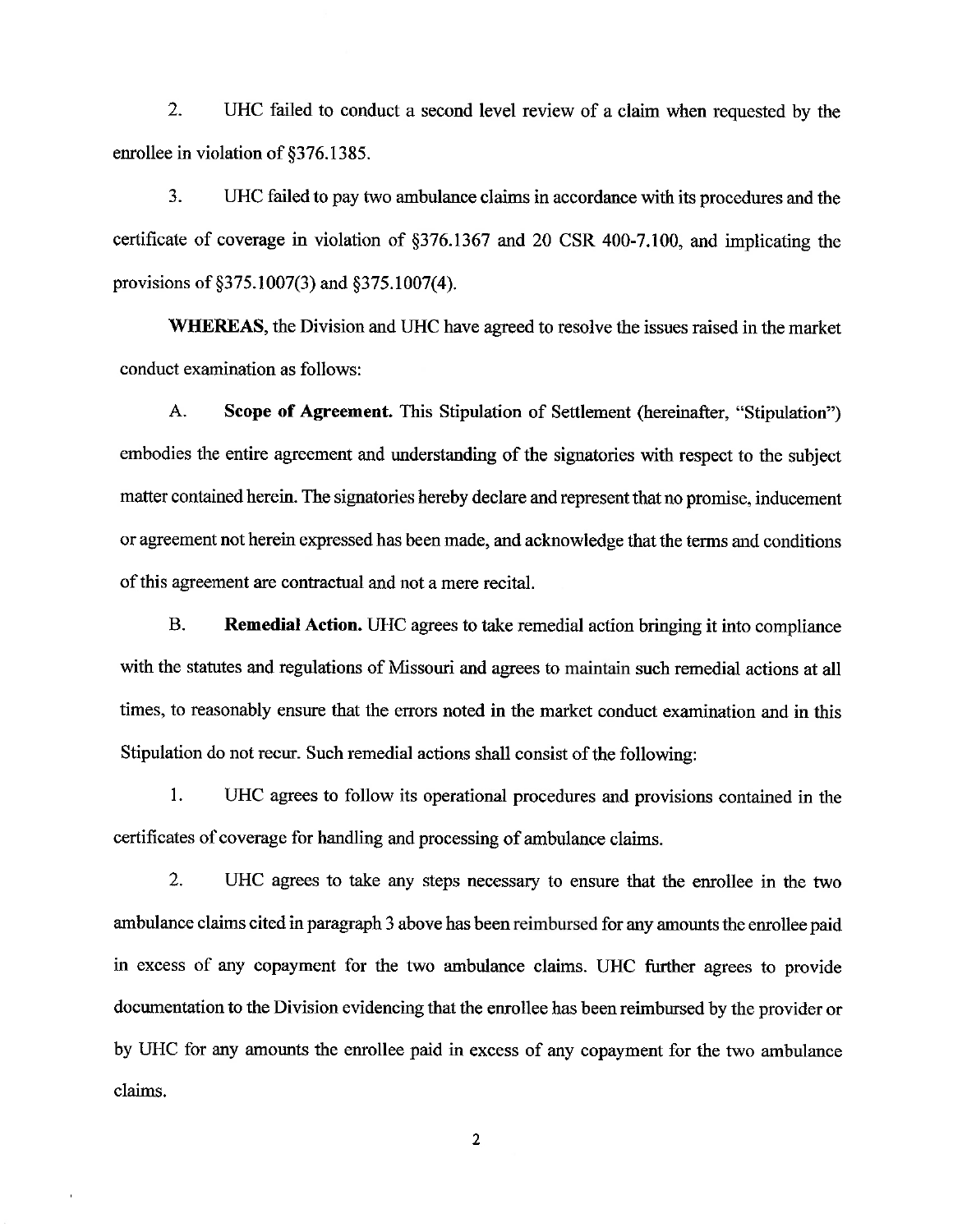2. UHC failed to conduct a second level review of a claim when requested by the enrollee in violation of §376.1385.

3. UHC failed to pay two ambulance claims in accordance with its procedures and the certificate of coverage in violation of §376.1367 and 20 CSR 400-7.100, and implicating the provisions of §375.1007(3) and §375.1007(4).

**WHEREAS**, the Division and UHC have agreed to resolve the issues raised in the market conduct examination as follows:

A. **Scope of Agreement.** This Stipulation of Settlement (hereinafter, "Stipulation") embodies the entire agreement and understanding of the signatories with respect to the subject matter contained herein. The signatories hereby declare and represent that no promise, inducement or agreement not herein expressed has been made, and acknowledge that the terms and conditions of this agreement are contractual and not a mere recital.

B. **Remedial Action.** UHC agrees to take remedial action bringing it into compliance with the statutes and regulations of Missouri and agrees to maintain such remedial actions at all times, to reasonably ensure that the errors noted in the market conduct examination and in this Stipulation do not recur. Such remedial actions shall consist of the following:

1. UHC agrees to follow its operational procedures and provisions contained in the certificates of coverage for handling and processing of ambulance claims.

2. UHC agrees to take any steps necessary to ensure that the enrollee in the two ambulance claims cited in paragraph 3 above has been reimbursed for any amounts the enrollee paid in excess of any copayment for the two ambulance claims. UHC further agrees to provide documentation to the Division evidencing that the enrollee has been reimbursed by the provider or by UHC for any amounts the enrollee paid in excess of any copayment for the two ambulance claims.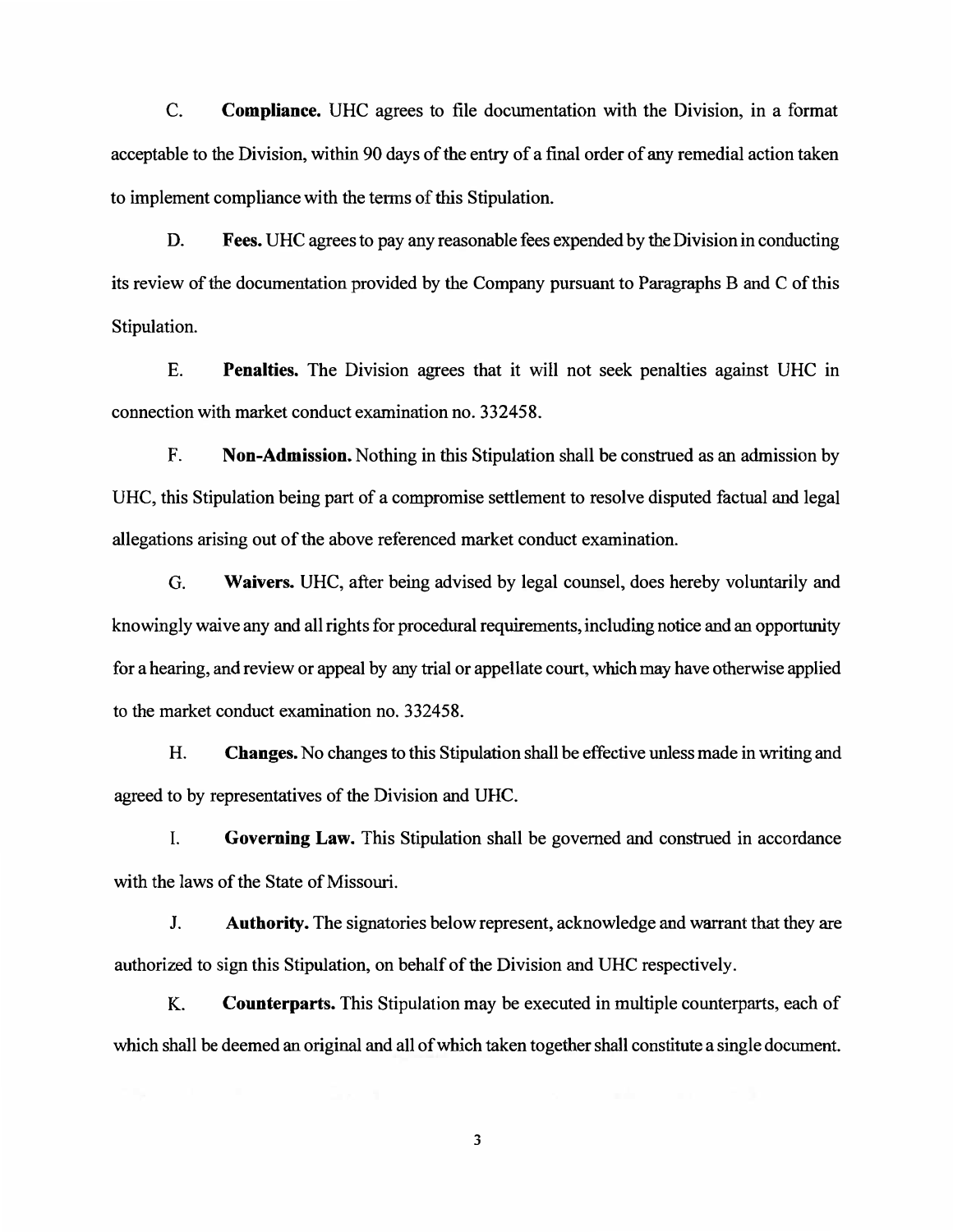C. **Compliance.** UHC agrees to file documentation with the Division, in a format acceptable to the Division, within 90 days of the entry of a final order of any remedial action taken to implement compliance with the terms of this Stipulation.

D. **Fees.** UHC agrees to pay any reasonable fees expended by the Division in conducting its review of the documentation provided by the Company pursuant to Paragraphs B and C of this Stipulation.

E. **Penalties.** The Division agrees that it will not seek penalties against UHC in connection with market conduct examination no. 332458.

F. **Non-Admission.** Nothing in this Stipulation shall be construed as an admission by UHC, this Stipulation being part of a compromise settlement to resolve disputed factual and legal allegations arising out of the above referenced market conduct examination.

G. **Waivers.** UHC, after being advised by legal counsel, does hereby voluntarily and knowingly waive any and all rights for procedural requirements, including notice and an opportunity for a hearing, and review or appeal by any trial or appellate court, which may have otherwise applied to the market conduct examination no. 332458.

H. **Changes.** No changes to this Stipulation shall be effective unless made in writing and agreed to by representatives of the Division and UHC.

I. **Governing Law.** This Stipulation shall be governed and construed in accordance with the laws of the State of Missouri.

J. **Authority.** The signatories below represent, acknowledge and warrant that they are authorized to sign this Stipulation, on behalf of the Division and UHC respectively.

K. **Counterparts.** This Stipulation may be executed in multiple counterparts, each of which shall be deemed an original and all of which taken together shall constitute a single document.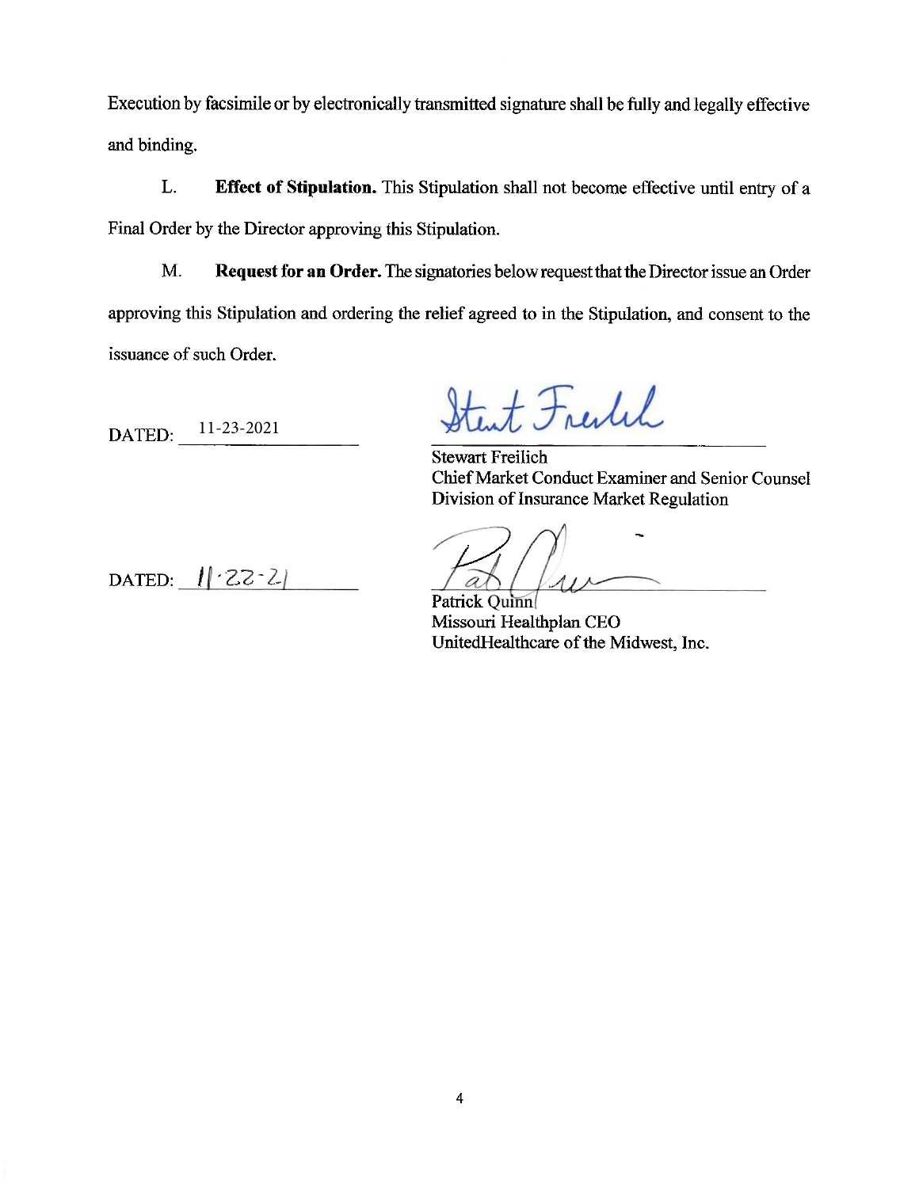Execution by facsimile or by electronically transmitted signature shall be fully and legally effective and binding.

L. **Effect of Stipulation.** This Stipulation shall not become effective until entry of a Final Order by the Director approving this Stipulation.

M. **Request for an Order.** The signatories below request that the Director issue an Order approving this Stipulation and ordering the relief agreed to in the Stipulation, and consent to the issuance of such Order.

DATED: 11-23-2021

Stewart Freilich
Chief Market Conduct Examiner and Senior Counsel
Division of Insurance Market Regulation

DATED: 11-22-21

Patrick Quinn
Missouri Healthplan CEO
UnitedHealthcare of the Midwest, Inc.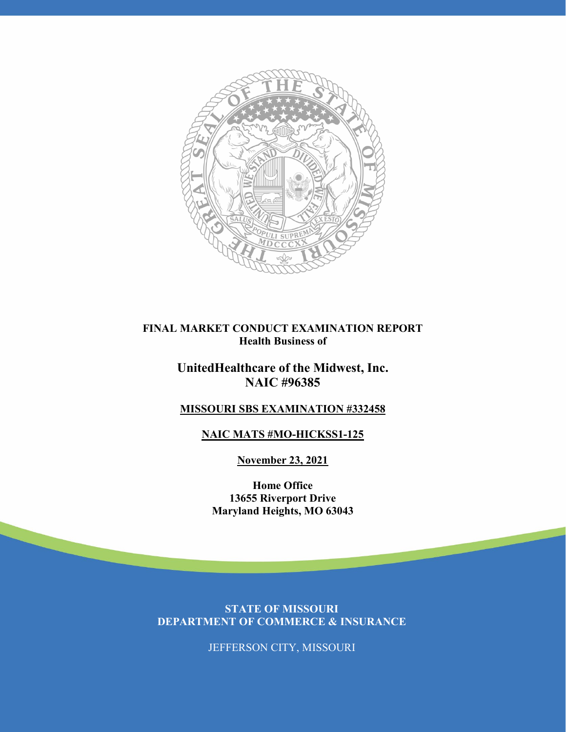**FINAL MARKET CONDUCT EXAMINATION REPORT**
**Health Business of**

## UnitedHealthcare of the Midwest, Inc.
## NAIC #96385

**MISSOURI SBS EXAMINATION #332458**

**NAIC MATS #MO-HICKSS1-125**

**November 23, 2021**

**Home Office**
**13655 Riverport Drive**
**Maryland Heights, MO 63043**

**STATE OF MISSOURI**
**DEPARTMENT OF COMMERCE & INSURANCE**

JEFFERSON CITY, MISSOURI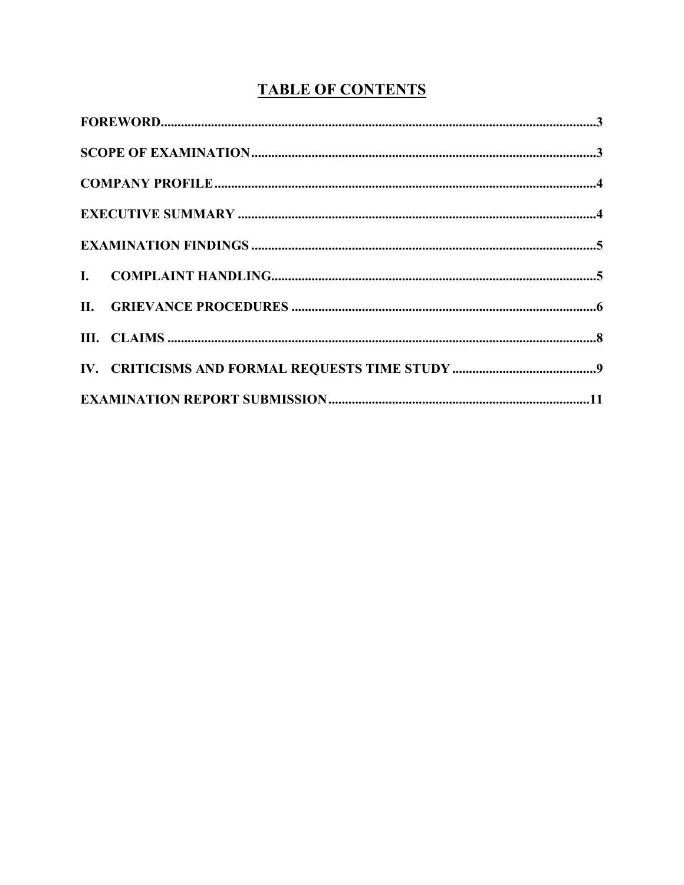# TABLE OF CONTENTS

**FOREWORD** ........................................................................................................................ **3**

**SCOPE OF EXAMINATION** ................................................................................................ **3**

**COMPANY PROFILE** .......................................................................................................... **4**

**EXECUTIVE SUMMARY** ................................................................................................... **4**

**EXAMINATION FINDINGS** ................................................................................................ **5**

**I. COMPLAINT HANDLING** ............................................................................................. **5**

**II. GRIEVANCE PROCEDURES** ....................................................................................... **6**

**III. CLAIMS** ........................................................................................................................ **8**

**IV. CRITICISMS AND FORMAL REQUESTS TIME STUDY** .......................................... **9**

**EXAMINATION REPORT SUBMISSION** ......................................................................... **11**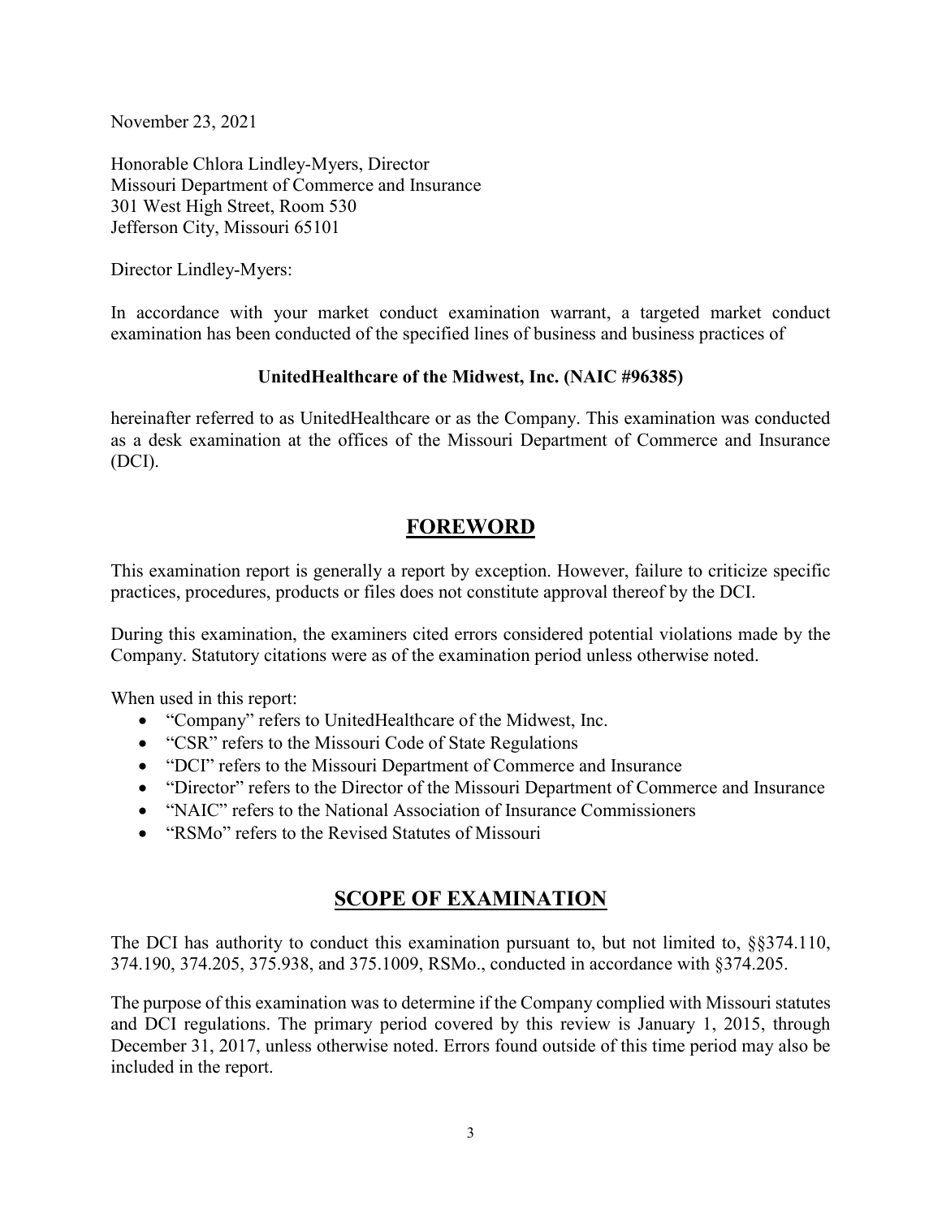November 23, 2021

Honorable Chlora Lindley-Myers, Director
Missouri Department of Commerce and Insurance
301 West High Street, Room 530
Jefferson City, Missouri 65101

Director Lindley-Myers:

In accordance with your market conduct examination warrant, a targeted market conduct examination has been conducted of the specified lines of business and business practices of

**UnitedHealthcare of the Midwest, Inc. (NAIC #96385)**

hereinafter referred to as UnitedHealthcare or as the Company. This examination was conducted as a desk examination at the offices of the Missouri Department of Commerce and Insurance (DCI).

## FOREWORD

This examination report is generally a report by exception. However, failure to criticize specific practices, procedures, products or files does not constitute approval thereof by the DCI.

During this examination, the examiners cited errors considered potential violations made by the Company. Statutory citations were as of the examination period unless otherwise noted.

When used in this report:

- "Company" refers to UnitedHealthcare of the Midwest, Inc.
- "CSR" refers to the Missouri Code of State Regulations
- "DCI" refers to the Missouri Department of Commerce and Insurance
- "Director" refers to the Director of the Missouri Department of Commerce and Insurance
- "NAIC" refers to the National Association of Insurance Commissioners
- "RSMo" refers to the Revised Statutes of Missouri

## SCOPE OF EXAMINATION

The DCI has authority to conduct this examination pursuant to, but not limited to, §§374.110, 374.190, 374.205, 375.938, and 375.1009, RSMo., conducted in accordance with §374.205.

The purpose of this examination was to determine if the Company complied with Missouri statutes and DCI regulations. The primary period covered by this review is January 1, 2015, through December 31, 2017, unless otherwise noted. Errors found outside of this time period may also be included in the report.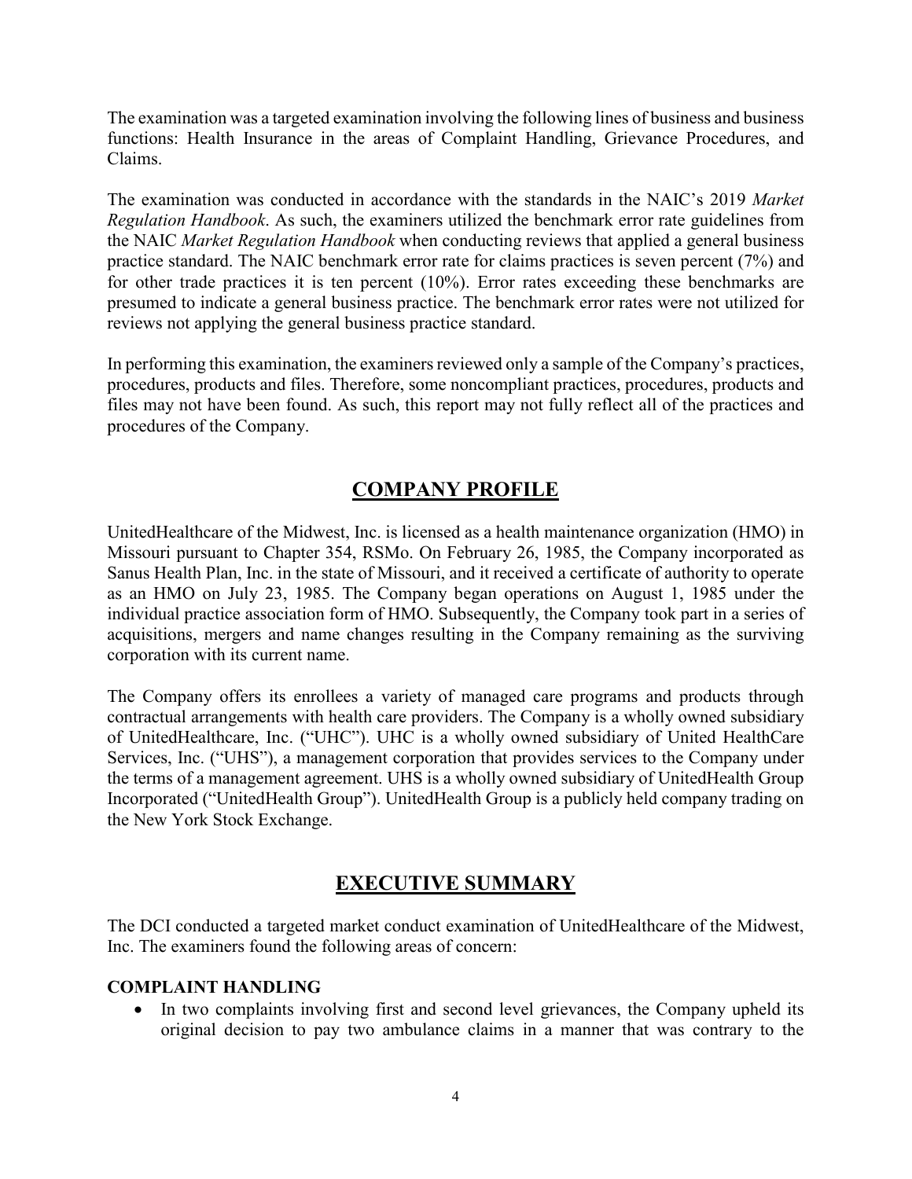The examination was a targeted examination involving the following lines of business and business functions: Health Insurance in the areas of Complaint Handling, Grievance Procedures, and Claims.

The examination was conducted in accordance with the standards in the NAIC's 2019 *Market Regulation Handbook*. As such, the examiners utilized the benchmark error rate guidelines from the NAIC *Market Regulation Handbook* when conducting reviews that applied a general business practice standard. The NAIC benchmark error rate for claims practices is seven percent (7%) and for other trade practices it is ten percent (10%). Error rates exceeding these benchmarks are presumed to indicate a general business practice. The benchmark error rates were not utilized for reviews not applying the general business practice standard.

In performing this examination, the examiners reviewed only a sample of the Company's practices, procedures, products and files. Therefore, some noncompliant practices, procedures, products and files may not have been found. As such, this report may not fully reflect all of the practices and procedures of the Company.

## COMPANY PROFILE

UnitedHealthcare of the Midwest, Inc. is licensed as a health maintenance organization (HMO) in Missouri pursuant to Chapter 354, RSMo. On February 26, 1985, the Company incorporated as Sanus Health Plan, Inc. in the state of Missouri, and it received a certificate of authority to operate as an HMO on July 23, 1985. The Company began operations on August 1, 1985 under the individual practice association form of HMO. Subsequently, the Company took part in a series of acquisitions, mergers and name changes resulting in the Company remaining as the surviving corporation with its current name.

The Company offers its enrollees a variety of managed care programs and products through contractual arrangements with health care providers. The Company is a wholly owned subsidiary of UnitedHealthcare, Inc. ("UHC"). UHC is a wholly owned subsidiary of United HealthCare Services, Inc. ("UHS"), a management corporation that provides services to the Company under the terms of a management agreement. UHS is a wholly owned subsidiary of UnitedHealth Group Incorporated ("UnitedHealth Group"). UnitedHealth Group is a publicly held company trading on the New York Stock Exchange.

## EXECUTIVE SUMMARY

The DCI conducted a targeted market conduct examination of UnitedHealthcare of the Midwest, Inc. The examiners found the following areas of concern:

**COMPLAINT HANDLING**

- In two complaints involving first and second level grievances, the Company upheld its original decision to pay two ambulance claims in a manner that was contrary to the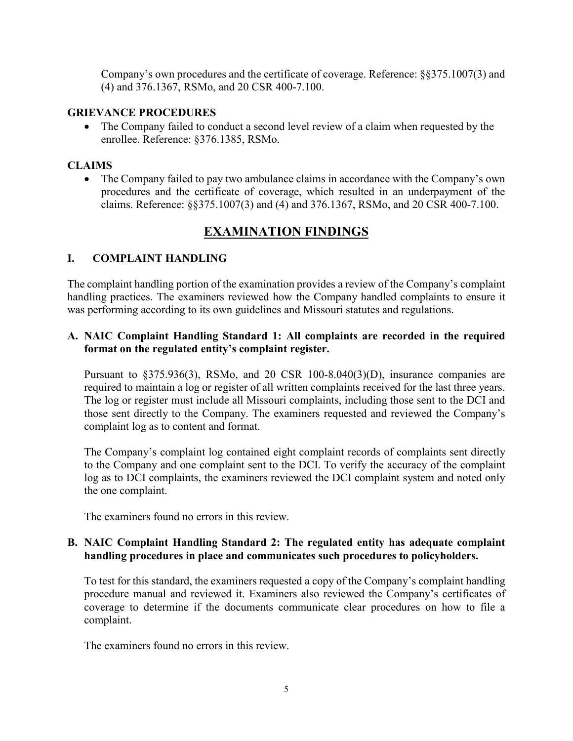Company's own procedures and the certificate of coverage. Reference: §§375.1007(3) and (4) and 376.1367, RSMo, and 20 CSR 400-7.100.

**GRIEVANCE PROCEDURES**

- The Company failed to conduct a second level review of a claim when requested by the enrollee. Reference: §376.1385, RSMo.

**CLAIMS**

- The Company failed to pay two ambulance claims in accordance with the Company's own procedures and the certificate of coverage, which resulted in an underpayment of the claims. Reference: §§375.1007(3) and (4) and 376.1367, RSMo, and 20 CSR 400-7.100.

# EXAMINATION FINDINGS

## I. COMPLAINT HANDLING

The complaint handling portion of the examination provides a review of the Company's complaint handling practices. The examiners reviewed how the Company handled complaints to ensure it was performing according to its own guidelines and Missouri statutes and regulations.

### A. NAIC Complaint Handling Standard 1: All complaints are recorded in the required format on the regulated entity's complaint register.

Pursuant to §375.936(3), RSMo, and 20 CSR 100-8.040(3)(D), insurance companies are required to maintain a log or register of all written complaints received for the last three years. The log or register must include all Missouri complaints, including those sent to the DCI and those sent directly to the Company. The examiners requested and reviewed the Company's complaint log as to content and format.

The Company's complaint log contained eight complaint records of complaints sent directly to the Company and one complaint sent to the DCI. To verify the accuracy of the complaint log as to DCI complaints, the examiners reviewed the DCI complaint system and noted only the one complaint.

The examiners found no errors in this review.

### B. NAIC Complaint Handling Standard 2: The regulated entity has adequate complaint handling procedures in place and communicates such procedures to policyholders.

To test for this standard, the examiners requested a copy of the Company's complaint handling procedure manual and reviewed it. Examiners also reviewed the Company's certificates of coverage to determine if the documents communicate clear procedures on how to file a complaint.

The examiners found no errors in this review.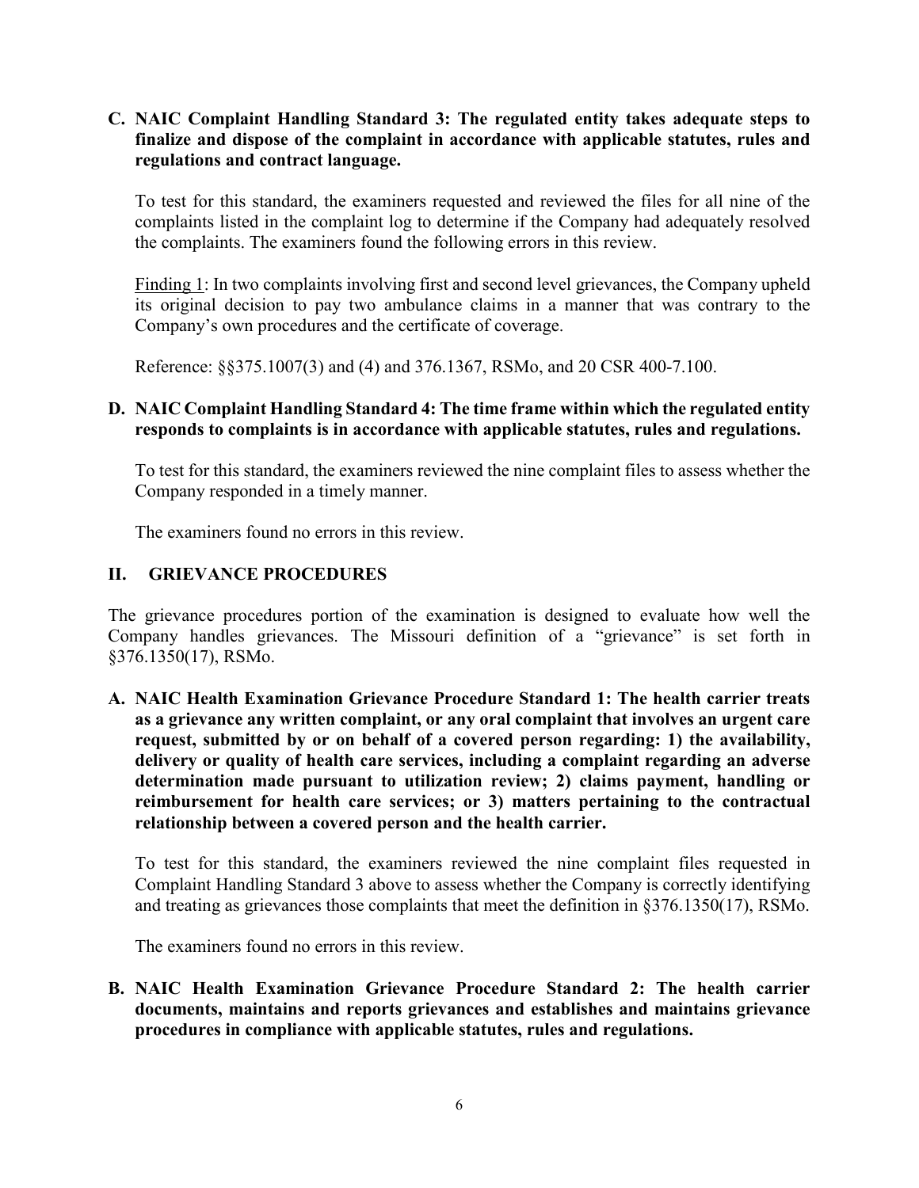### C. NAIC Complaint Handling Standard 3: The regulated entity takes adequate steps to finalize and dispose of the complaint in accordance with applicable statutes, rules and regulations and contract language.

To test for this standard, the examiners requested and reviewed the files for all nine of the complaints listed in the complaint log to determine if the Company had adequately resolved the complaints. The examiners found the following errors in this review.

Finding 1: In two complaints involving first and second level grievances, the Company upheld its original decision to pay two ambulance claims in a manner that was contrary to the Company's own procedures and the certificate of coverage.

Reference: §§375.1007(3) and (4) and 376.1367, RSMo, and 20 CSR 400-7.100.

### D. NAIC Complaint Handling Standard 4: The time frame within which the regulated entity responds to complaints is in accordance with applicable statutes, rules and regulations.

To test for this standard, the examiners reviewed the nine complaint files to assess whether the Company responded in a timely manner.

The examiners found no errors in this review.

## II. GRIEVANCE PROCEDURES

The grievance procedures portion of the examination is designed to evaluate how well the Company handles grievances. The Missouri definition of a "grievance" is set forth in §376.1350(17), RSMo.

### A. NAIC Health Examination Grievance Procedure Standard 1: The health carrier treats as a grievance any written complaint, or any oral complaint that involves an urgent care request, submitted by or on behalf of a covered person regarding: 1) the availability, delivery or quality of health care services, including a complaint regarding an adverse determination made pursuant to utilization review; 2) claims payment, handling or reimbursement for health care services; or 3) matters pertaining to the contractual relationship between a covered person and the health carrier.

To test for this standard, the examiners reviewed the nine complaint files requested in Complaint Handling Standard 3 above to assess whether the Company is correctly identifying and treating as grievances those complaints that meet the definition in §376.1350(17), RSMo.

The examiners found no errors in this review.

### B. NAIC Health Examination Grievance Procedure Standard 2: The health carrier documents, maintains and reports grievances and establishes and maintains grievance procedures in compliance with applicable statutes, rules and regulations.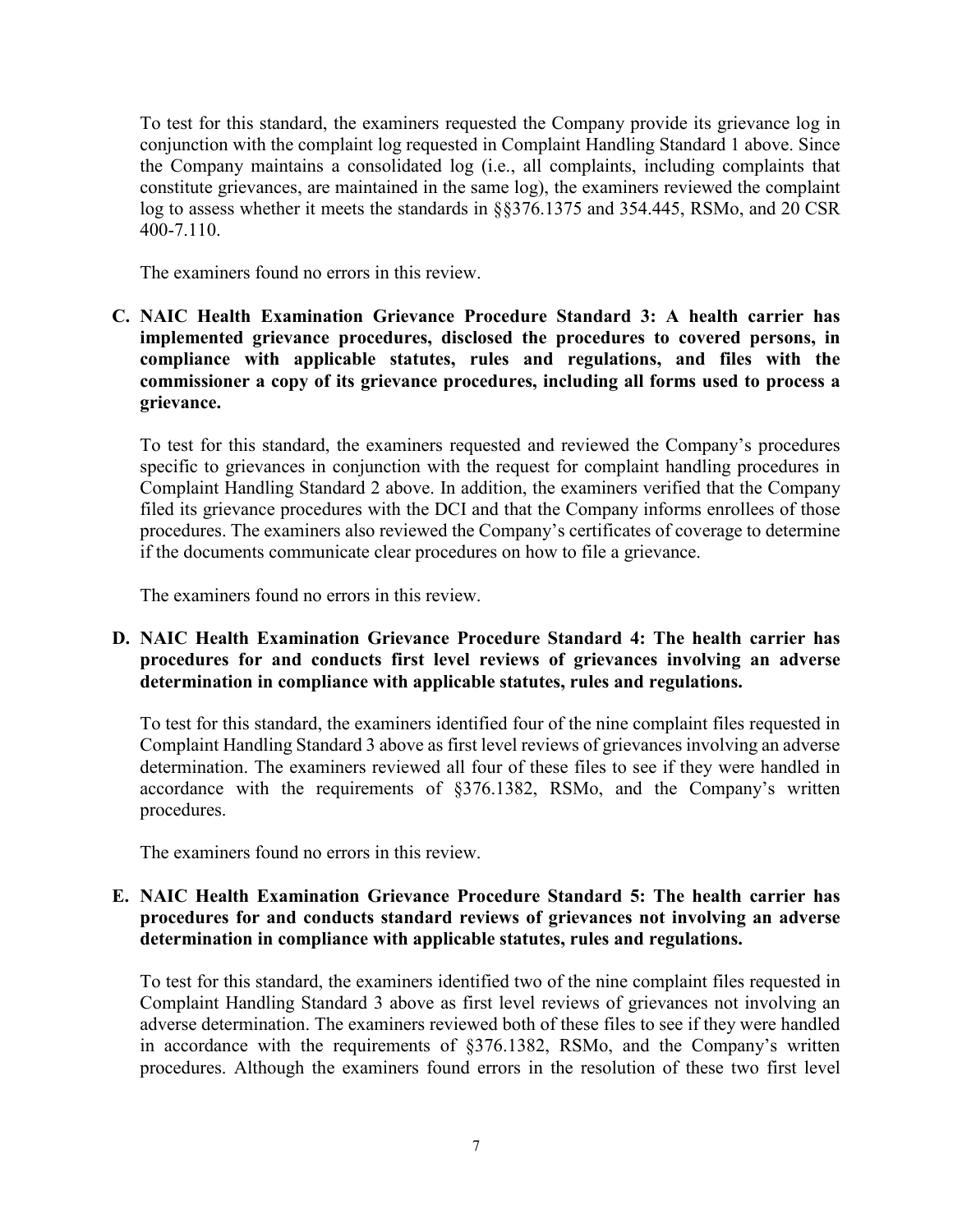To test for this standard, the examiners requested the Company provide its grievance log in conjunction with the complaint log requested in Complaint Handling Standard 1 above. Since the Company maintains a consolidated log (i.e., all complaints, including complaints that constitute grievances, are maintained in the same log), the examiners reviewed the complaint log to assess whether it meets the standards in §§376.1375 and 354.445, RSMo, and 20 CSR 400-7.110.

The examiners found no errors in this review.

**C. NAIC Health Examination Grievance Procedure Standard 3: A health carrier has implemented grievance procedures, disclosed the procedures to covered persons, in compliance with applicable statutes, rules and regulations, and files with the commissioner a copy of its grievance procedures, including all forms used to process a grievance.**

To test for this standard, the examiners requested and reviewed the Company's procedures specific to grievances in conjunction with the request for complaint handling procedures in Complaint Handling Standard 2 above. In addition, the examiners verified that the Company filed its grievance procedures with the DCI and that the Company informs enrollees of those procedures. The examiners also reviewed the Company's certificates of coverage to determine if the documents communicate clear procedures on how to file a grievance.

The examiners found no errors in this review.

**D. NAIC Health Examination Grievance Procedure Standard 4: The health carrier has procedures for and conducts first level reviews of grievances involving an adverse determination in compliance with applicable statutes, rules and regulations.**

To test for this standard, the examiners identified four of the nine complaint files requested in Complaint Handling Standard 3 above as first level reviews of grievances involving an adverse determination. The examiners reviewed all four of these files to see if they were handled in accordance with the requirements of §376.1382, RSMo, and the Company's written procedures.

The examiners found no errors in this review.

**E. NAIC Health Examination Grievance Procedure Standard 5: The health carrier has procedures for and conducts standard reviews of grievances not involving an adverse determination in compliance with applicable statutes, rules and regulations.**

To test for this standard, the examiners identified two of the nine complaint files requested in Complaint Handling Standard 3 above as first level reviews of grievances not involving an adverse determination. The examiners reviewed both of these files to see if they were handled in accordance with the requirements of §376.1382, RSMo, and the Company's written procedures. Although the examiners found errors in the resolution of these two first level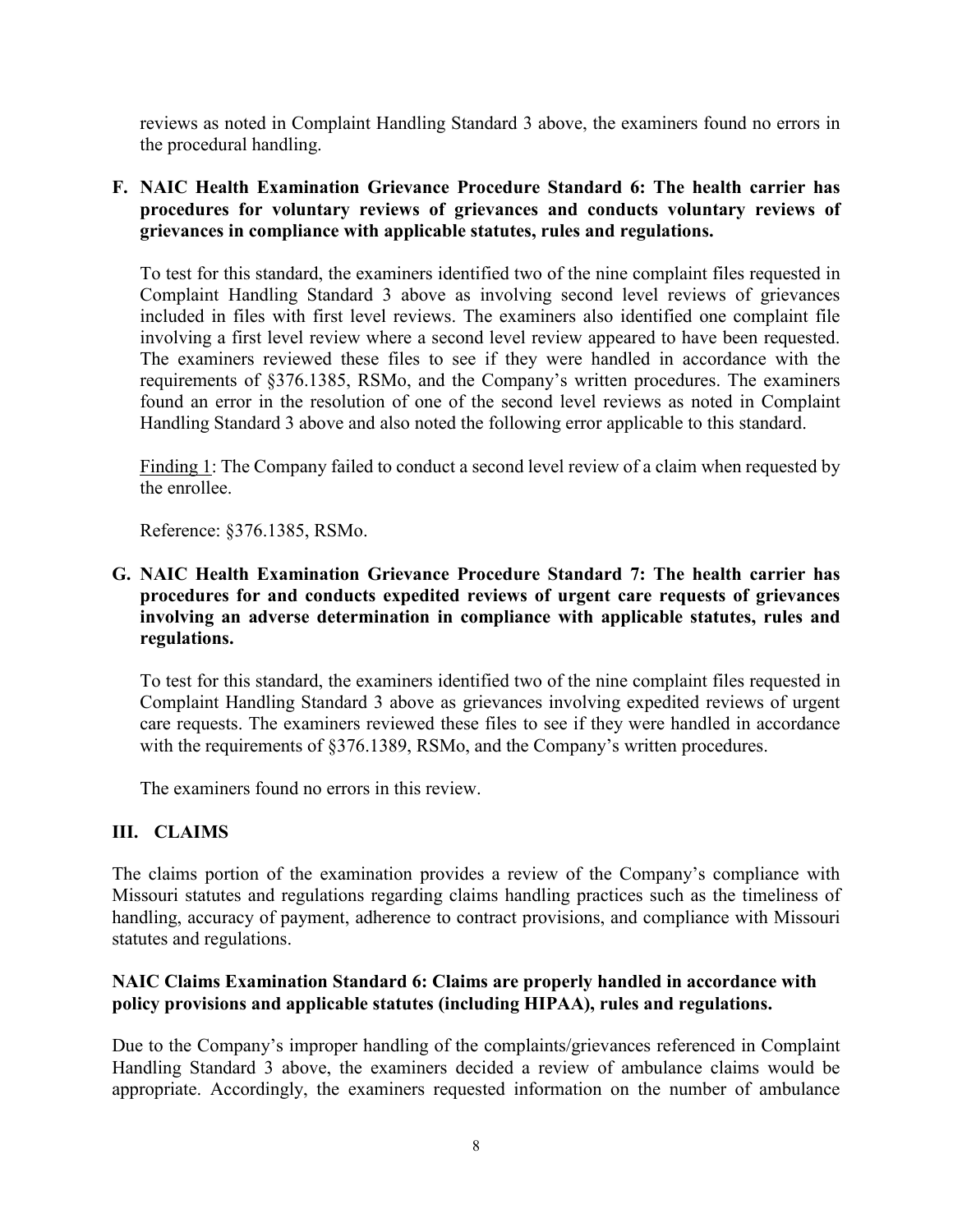reviews as noted in Complaint Handling Standard 3 above, the examiners found no errors in the procedural handling.

### F. NAIC Health Examination Grievance Procedure Standard 6: The health carrier has procedures for voluntary reviews of grievances and conducts voluntary reviews of grievances in compliance with applicable statutes, rules and regulations.

To test for this standard, the examiners identified two of the nine complaint files requested in Complaint Handling Standard 3 above as involving second level reviews of grievances included in files with first level reviews. The examiners also identified one complaint file involving a first level review where a second level review appeared to have been requested. The examiners reviewed these files to see if they were handled in accordance with the requirements of §376.1385, RSMo, and the Company's written procedures. The examiners found an error in the resolution of one of the second level reviews as noted in Complaint Handling Standard 3 above and also noted the following error applicable to this standard.

<u>Finding 1</u>: The Company failed to conduct a second level review of a claim when requested by the enrollee.

Reference: §376.1385, RSMo.

### G. NAIC Health Examination Grievance Procedure Standard 7: The health carrier has procedures for and conducts expedited reviews of urgent care requests of grievances involving an adverse determination in compliance with applicable statutes, rules and regulations.

To test for this standard, the examiners identified two of the nine complaint files requested in Complaint Handling Standard 3 above as grievances involving expedited reviews of urgent care requests. The examiners reviewed these files to see if they were handled in accordance with the requirements of §376.1389, RSMo, and the Company's written procedures.

The examiners found no errors in this review.

## III. CLAIMS

The claims portion of the examination provides a review of the Company's compliance with Missouri statutes and regulations regarding claims handling practices such as the timeliness of handling, accuracy of payment, adherence to contract provisions, and compliance with Missouri statutes and regulations.

**NAIC Claims Examination Standard 6: Claims are properly handled in accordance with policy provisions and applicable statutes (including HIPAA), rules and regulations.**

Due to the Company's improper handling of the complaints/grievances referenced in Complaint Handling Standard 3 above, the examiners decided a review of ambulance claims would be appropriate. Accordingly, the examiners requested information on the number of ambulance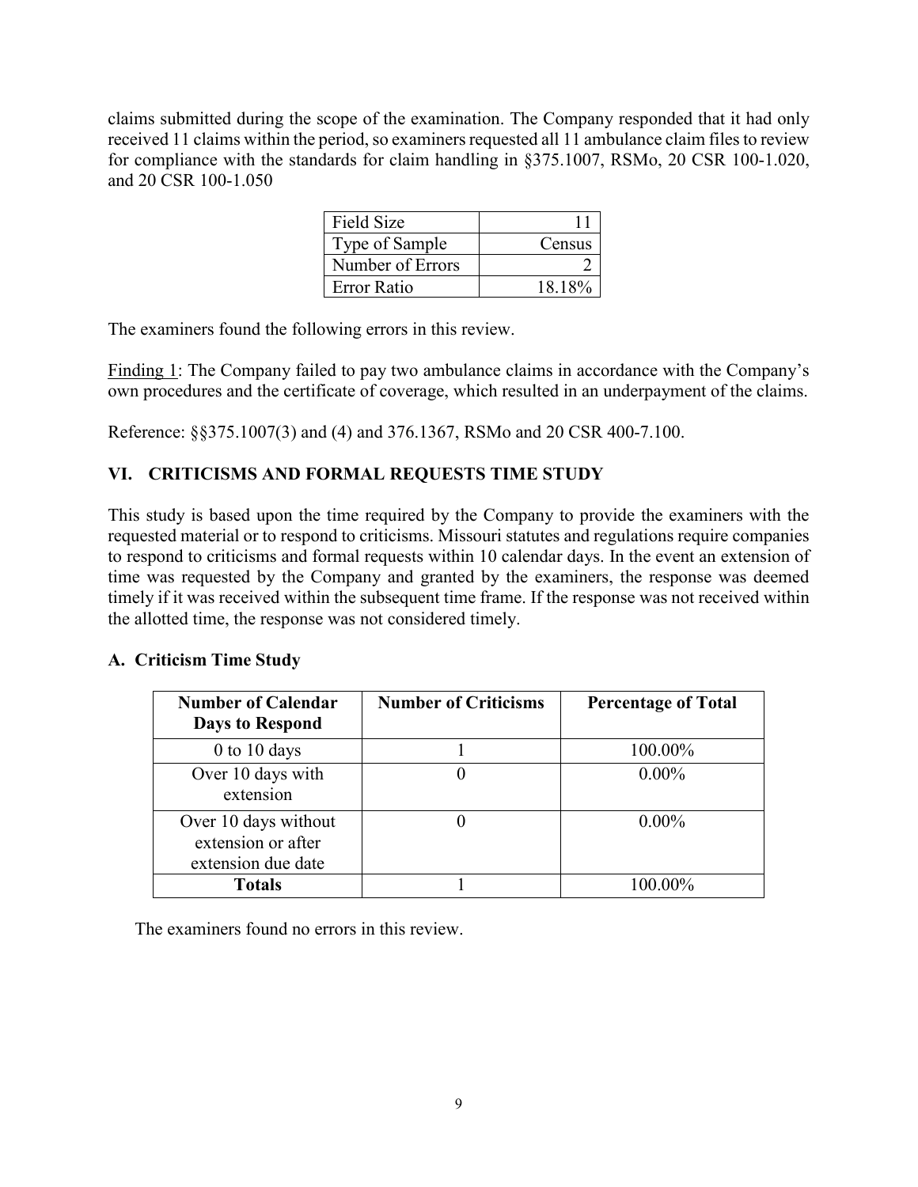claims submitted during the scope of the examination. The Company responded that it had only received 11 claims within the period, so examiners requested all 11 ambulance claim files to review for compliance with the standards for claim handling in §375.1007, RSMo, 20 CSR 100-1.020, and 20 CSR 100-1.050

| Field Size | 11 |
|---|---|
| Type of Sample | Census |
| Number of Errors | 2 |
| Error Ratio | 18.18% |

The examiners found the following errors in this review.

Finding 1: The Company failed to pay two ambulance claims in accordance with the Company's own procedures and the certificate of coverage, which resulted in an underpayment of the claims.

Reference: §§375.1007(3) and (4) and 376.1367, RSMo and 20 CSR 400-7.100.

## VI. CRITICISMS AND FORMAL REQUESTS TIME STUDY

This study is based upon the time required by the Company to provide the examiners with the requested material or to respond to criticisms. Missouri statutes and regulations require companies to respond to criticisms and formal requests within 10 calendar days. In the event an extension of time was requested by the Company and granted by the examiners, the response was deemed timely if it was received within the subsequent time frame. If the response was not received within the allotted time, the response was not considered timely.

### A. Criticism Time Study

| Number of Calendar Days to Respond | Number of Criticisms | Percentage of Total |
|---|---|---|
| 0 to 10 days | 1 | 100.00% |
| Over 10 days with extension | 0 | 0.00% |
| Over 10 days without extension or after extension due date | 0 | 0.00% |
| **Totals** | 1 | 100.00% |

The examiners found no errors in this review.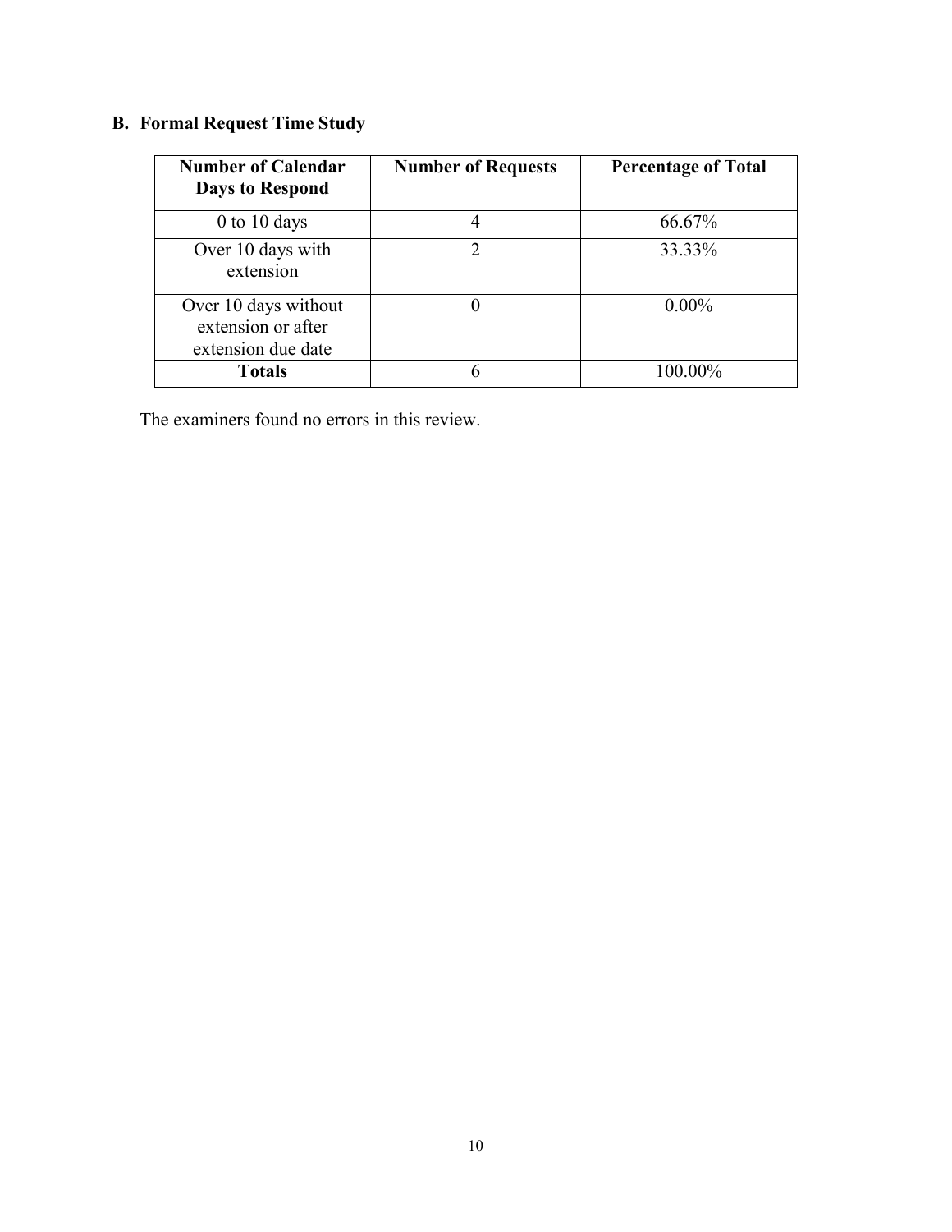## B. Formal Request Time Study

| Number of Calendar Days to Respond | Number of Requests | Percentage of Total |
| --- | --- | --- |
| 0 to 10 days | 4 | 66.67% |
| Over 10 days with extension | 2 | 33.33% |
| Over 10 days without extension or after extension due date | 0 | 0.00% |
| **Totals** | 6 | 100.00% |

The examiners found no errors in this review.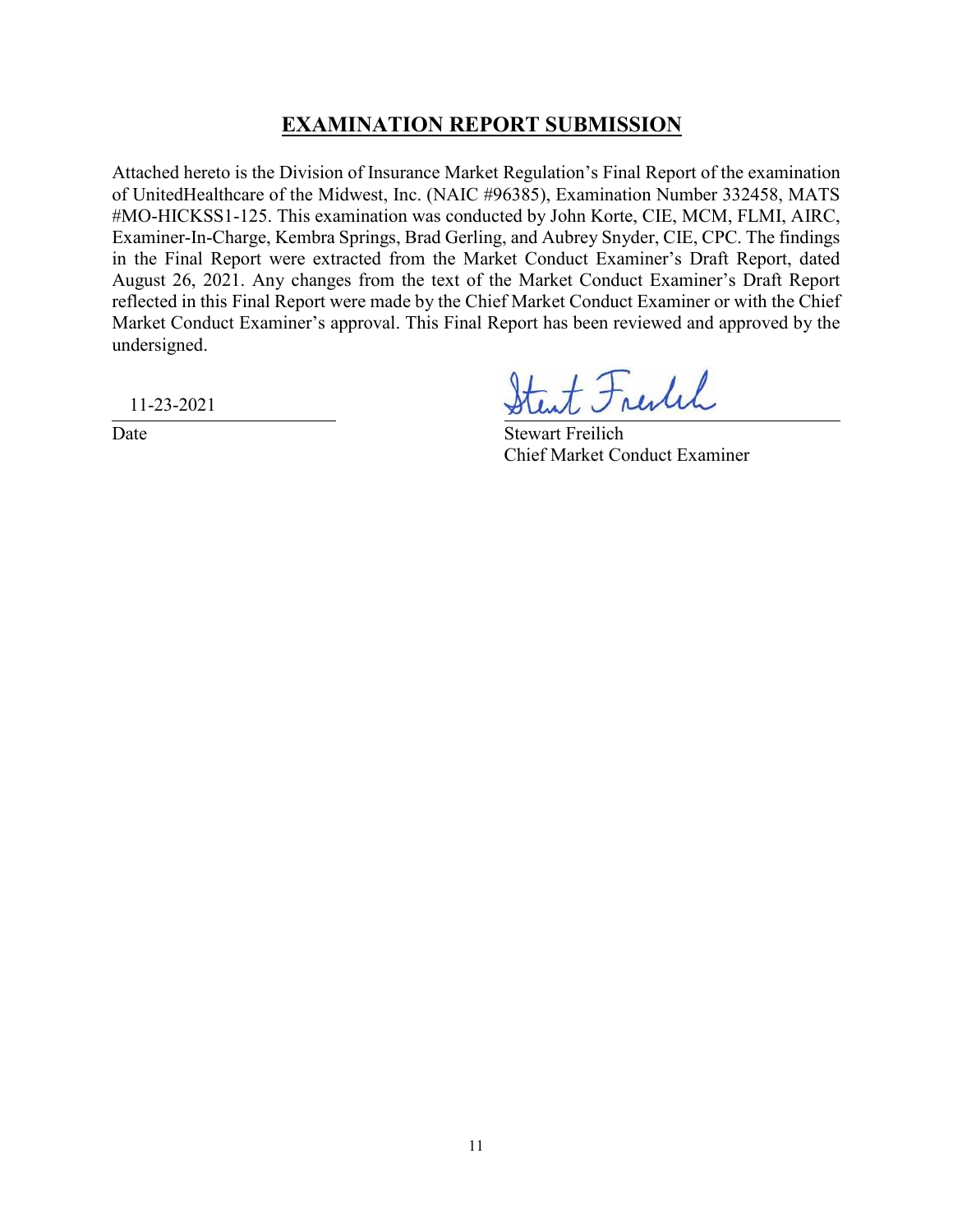## EXAMINATION REPORT SUBMISSION

Attached hereto is the Division of Insurance Market Regulation's Final Report of the examination of UnitedHealthcare of the Midwest, Inc. (NAIC #96385), Examination Number 332458, MATS #MO-HICKSS1-125. This examination was conducted by John Korte, CIE, MCM, FLMI, AIRC, Examiner-In-Charge, Kembra Springs, Brad Gerling, and Aubrey Snyder, CIE, CPC. The findings in the Final Report were extracted from the Market Conduct Examiner's Draft Report, dated August 26, 2021. Any changes from the text of the Market Conduct Examiner's Draft Report reflected in this Final Report were made by the Chief Market Conduct Examiner or with the Chief Market Conduct Examiner's approval. This Final Report has been reviewed and approved by the undersigned.

11-23-2021

Date

Stewart Freilich

Stewart Freilich
Chief Market Conduct Examiner